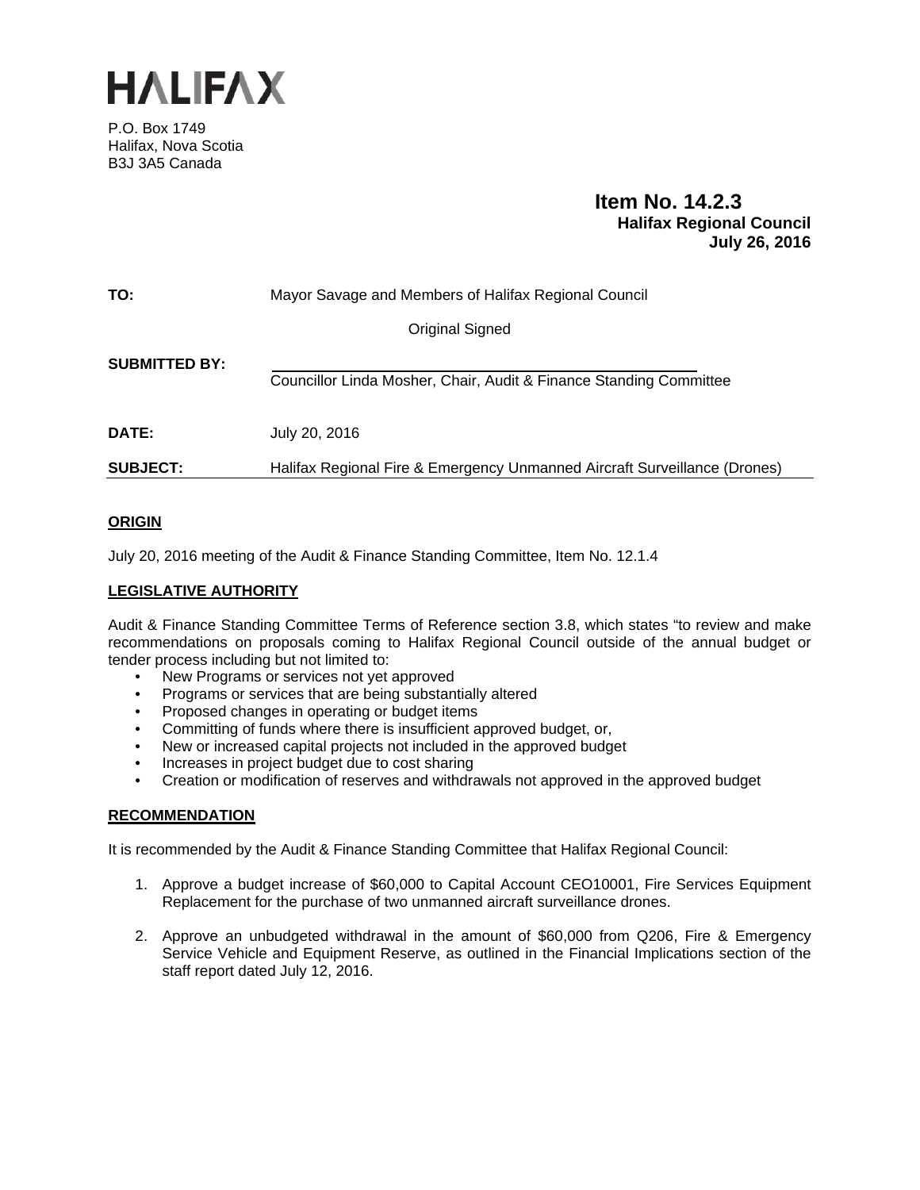# HALIFAX

P.O. Box 1749
Halifax, Nova Scotia
B3J 3A5 Canada

**Item No. 14.2.3**
**Halifax Regional Council**
**July 26, 2016**

**TO:** Mayor Savage and Members of Halifax Regional Council

Original Signed

**SUBMITTED BY:** Councillor Linda Mosher, Chair, Audit & Finance Standing Committee

**DATE:** July 20, 2016

**SUBJECT:** Halifax Regional Fire & Emergency Unmanned Aircraft Surveillance (Drones)

## ORIGIN

July 20, 2016 meeting of the Audit & Finance Standing Committee, Item No. 12.1.4

## LEGISLATIVE AUTHORITY

Audit & Finance Standing Committee Terms of Reference section 3.8, which states "to review and make recommendations on proposals coming to Halifax Regional Council outside of the annual budget or tender process including but not limited to:

- New Programs or services not yet approved
- Programs or services that are being substantially altered
- Proposed changes in operating or budget items
- Committing of funds where there is insufficient approved budget, or,
- New or increased capital projects not included in the approved budget
- Increases in project budget due to cost sharing
- Creation or modification of reserves and withdrawals not approved in the approved budget

## RECOMMENDATION

It is recommended by the Audit & Finance Standing Committee that Halifax Regional Council:

1. Approve a budget increase of $60,000 to Capital Account CEO10001, Fire Services Equipment Replacement for the purchase of two unmanned aircraft surveillance drones.
2. Approve an unbudgeted withdrawal in the amount of $60,000 from Q206, Fire & Emergency Service Vehicle and Equipment Reserve, as outlined in the Financial Implications section of the staff report dated July 12, 2016.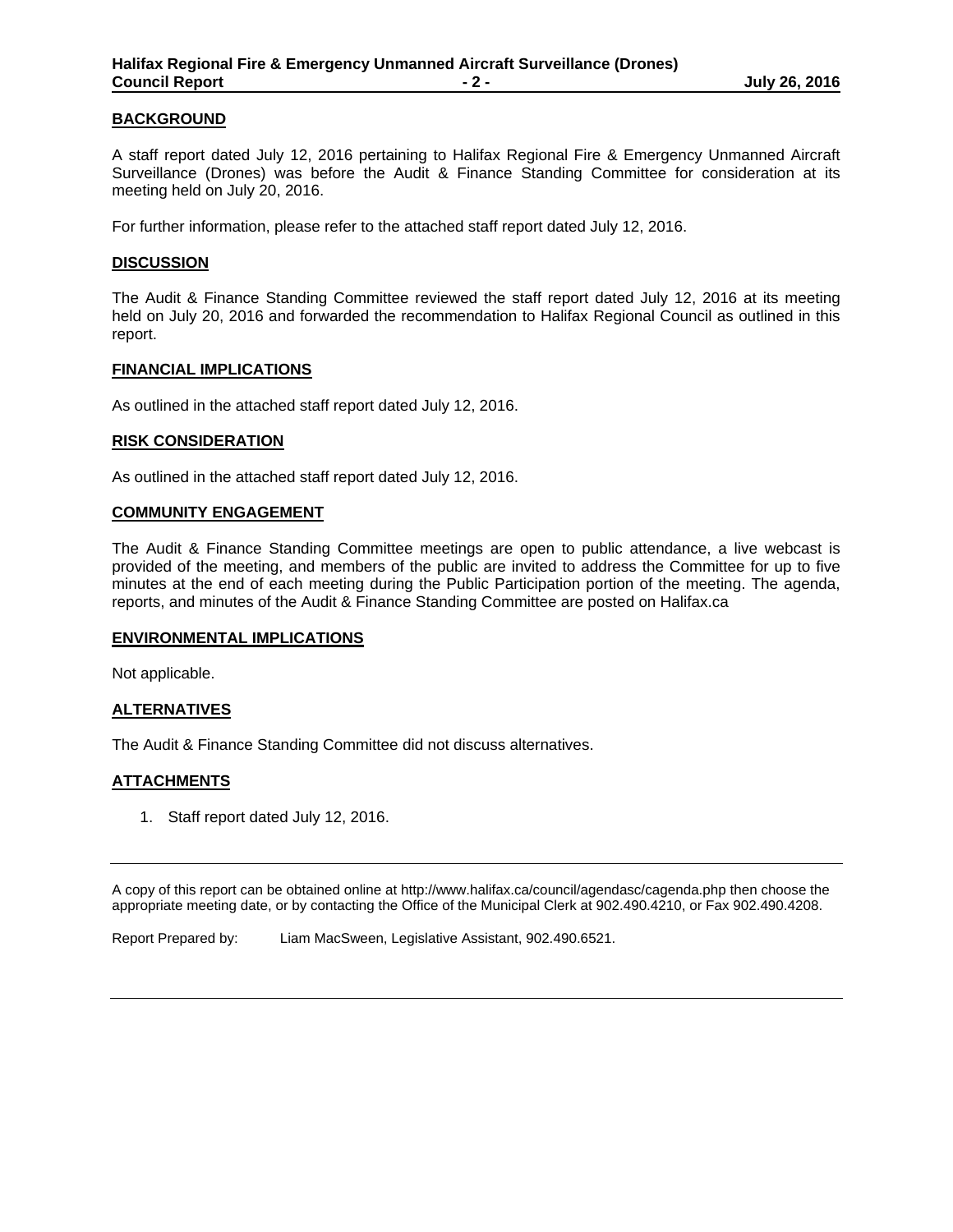## BACKGROUND

A staff report dated July 12, 2016 pertaining to Halifax Regional Fire & Emergency Unmanned Aircraft Surveillance (Drones) was before the Audit & Finance Standing Committee for consideration at its meeting held on July 20, 2016.

For further information, please refer to the attached staff report dated July 12, 2016.

## DISCUSSION

The Audit & Finance Standing Committee reviewed the staff report dated July 12, 2016 at its meeting held on July 20, 2016 and forwarded the recommendation to Halifax Regional Council as outlined in this report.

## FINANCIAL IMPLICATIONS

As outlined in the attached staff report dated July 12, 2016.

## RISK CONSIDERATION

As outlined in the attached staff report dated July 12, 2016.

## COMMUNITY ENGAGEMENT

The Audit & Finance Standing Committee meetings are open to public attendance, a live webcast is provided of the meeting, and members of the public are invited to address the Committee for up to five minutes at the end of each meeting during the Public Participation portion of the meeting. The agenda, reports, and minutes of the Audit & Finance Standing Committee are posted on Halifax.ca

## ENVIRONMENTAL IMPLICATIONS

Not applicable.

## ALTERNATIVES

The Audit & Finance Standing Committee did not discuss alternatives.

## ATTACHMENTS

1. Staff report dated July 12, 2016.

---

A copy of this report can be obtained online at http://www.halifax.ca/council/agendasc/cagenda.php then choose the appropriate meeting date, or by contacting the Office of the Municipal Clerk at 902.490.4210, or Fax 902.490.4208.

Report Prepared by: Liam MacSween, Legislative Assistant, 902.490.6521.

---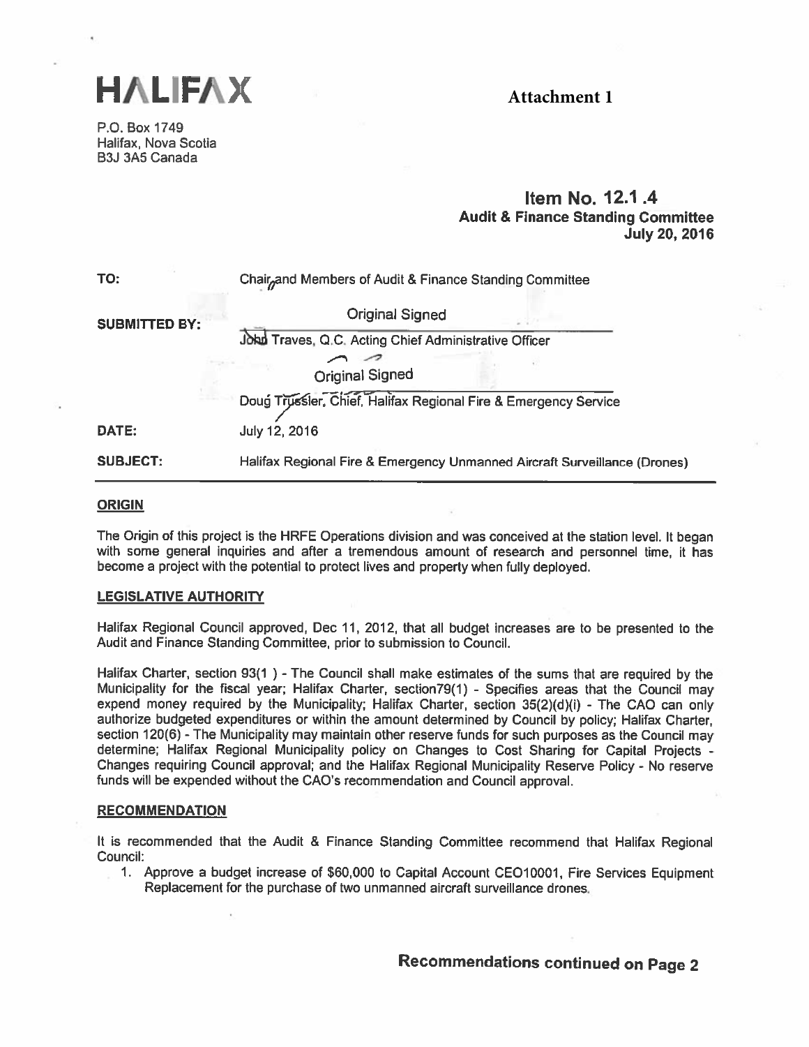# HALIFAX

**Attachment 1**

P.O. Box 1749
Halifax, Nova Scotia
B3J 3A5 Canada

**Item No. 12.1 .4**
**Audit & Finance Standing Committee**
**July 20, 2016**

| | |
|---|---|
| **TO:** | Chair and Members of Audit & Finance Standing Committee |
| **SUBMITTED BY:** | Original Signed<br>John Traves, Q.C. Acting Chief Administrative Officer<br><br>Original Signed<br>Doug Trussler, Chief, Halifax Regional Fire & Emergency Service |
| **DATE:** | July 12, 2016 |
| **SUBJECT:** | Halifax Regional Fire & Emergency Unmanned Aircraft Surveillance (Drones) |

## ORIGIN

The Origin of this project is the HRFE Operations division and was conceived at the station level. It began with some general inquiries and after a tremendous amount of research and personnel time, it has become a project with the potential to protect lives and property when fully deployed.

## LEGISLATIVE AUTHORITY

Halifax Regional Council approved, Dec 11, 2012, that all budget increases are to be presented to the Audit and Finance Standing Committee, prior to submission to Council.

Halifax Charter, section 93(1 ) - The Council shall make estimates of the sums that are required by the Municipality for the fiscal year; Halifax Charter, section79(1) - Specifies areas that the Council may expend money required by the Municipality; Halifax Charter, section 35(2)(d)(i) - The CAO can only authorize budgeted expenditures or within the amount determined by Council by policy; Halifax Charter, section 120(6) - The Municipality may maintain other reserve funds for such purposes as the Council may determine; Halifax Regional Municipality policy on Changes to Cost Sharing for Capital Projects - Changes requiring Council approval; and the Halifax Regional Municipality Reserve Policy - No reserve funds will be expended without the CAO's recommendation and Council approval.

## RECOMMENDATION

It is recommended that the Audit & Finance Standing Committee recommend that Halifax Regional Council:

1. Approve a budget increase of $60,000 to Capital Account CEO10001, Fire Services Equipment Replacement for the purchase of two unmanned aircraft surveillance drones.

**Recommendations continued on Page 2**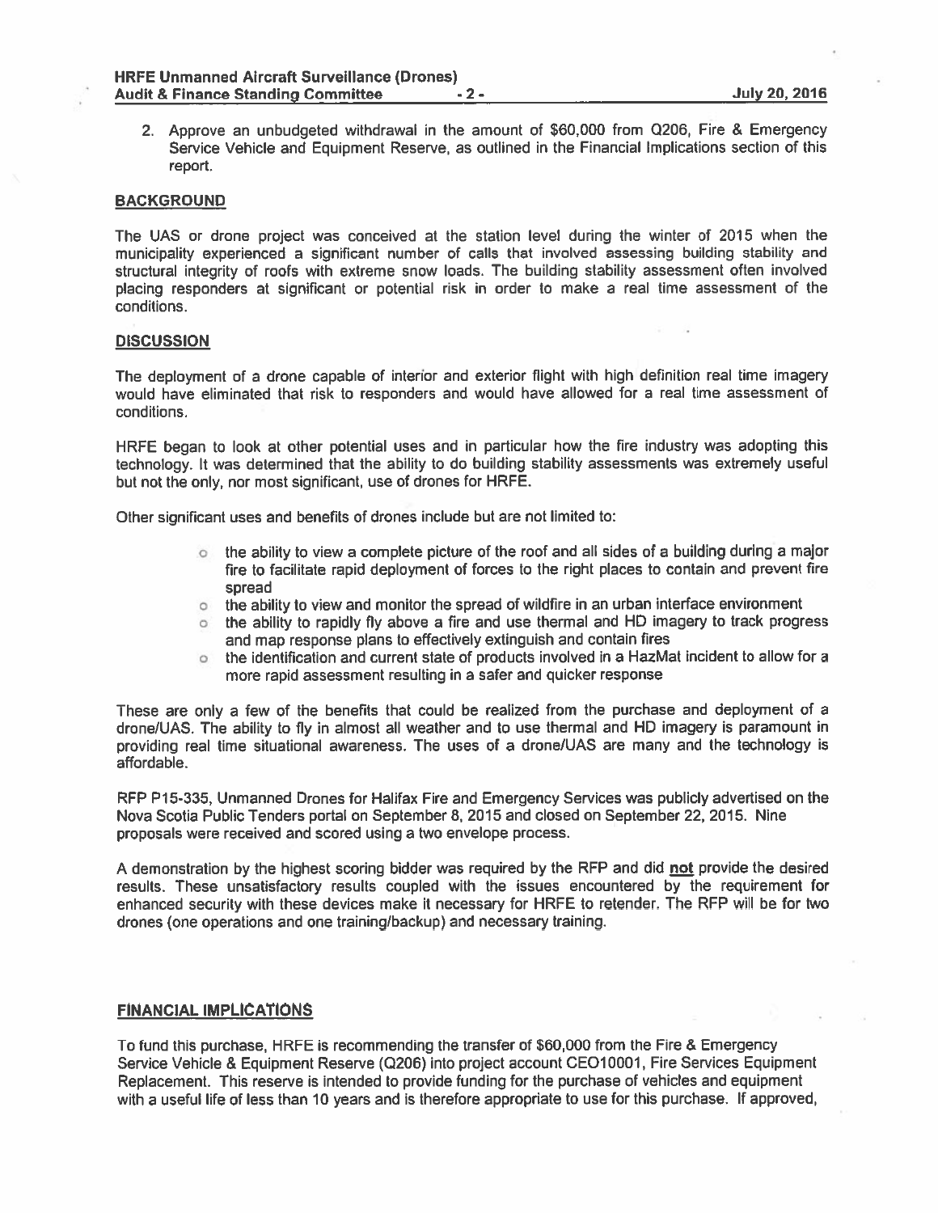2. Approve an unbudgeted withdrawal in the amount of $60,000 from Q206, Fire & Emergency Service Vehicle and Equipment Reserve, as outlined in the Financial Implications section of this report.

## BACKGROUND

The UAS or drone project was conceived at the station level during the winter of 2015 when the municipality experienced a significant number of calls that involved assessing building stability and structural integrity of roofs with extreme snow loads. The building stability assessment often involved placing responders at significant or potential risk in order to make a real time assessment of the conditions.

## DISCUSSION

The deployment of a drone capable of interior and exterior flight with high definition real time imagery would have eliminated that risk to responders and would have allowed for a real time assessment of conditions.

HRFE began to look at other potential uses and in particular how the fire industry was adopting this technology. It was determined that the ability to do building stability assessments was extremely useful but not the only, nor most significant, use of drones for HRFE.

Other significant uses and benefits of drones include but are not limited to:

- the ability to view a complete picture of the roof and all sides of a building during a major fire to facilitate rapid deployment of forces to the right places to contain and prevent fire spread
- the ability to view and monitor the spread of wildfire in an urban interface environment
- the ability to rapidly fly above a fire and use thermal and HD imagery to track progress and map response plans to effectively extinguish and contain fires
- the identification and current state of products involved in a HazMat incident to allow for a more rapid assessment resulting in a safer and quicker response

These are only a few of the benefits that could be realized from the purchase and deployment of a drone/UAS. The ability to fly in almost all weather and to use thermal and HD imagery is paramount in providing real time situational awareness. The uses of a drone/UAS are many and the technology is affordable.

RFP P15-335, Unmanned Drones for Halifax Fire and Emergency Services was publicly advertised on the Nova Scotia Public Tenders portal on September 8, 2015 and closed on September 22, 2015. Nine proposals were received and scored using a two envelope process.

A demonstration by the highest scoring bidder was required by the RFP and did **not** provide the desired results. These unsatisfactory results coupled with the issues encountered by the requirement for enhanced security with these devices make it necessary for HRFE to retender. The RFP will be for two drones (one operations and one training/backup) and necessary training.

## FINANCIAL IMPLICATIONS

To fund this purchase, HRFE is recommending the transfer of $60,000 from the Fire & Emergency Service Vehicle & Equipment Reserve (Q206) into project account CEO10001, Fire Services Equipment Replacement. This reserve is intended to provide funding for the purchase of vehicles and equipment with a useful life of less than 10 years and is therefore appropriate to use for this purchase. If approved,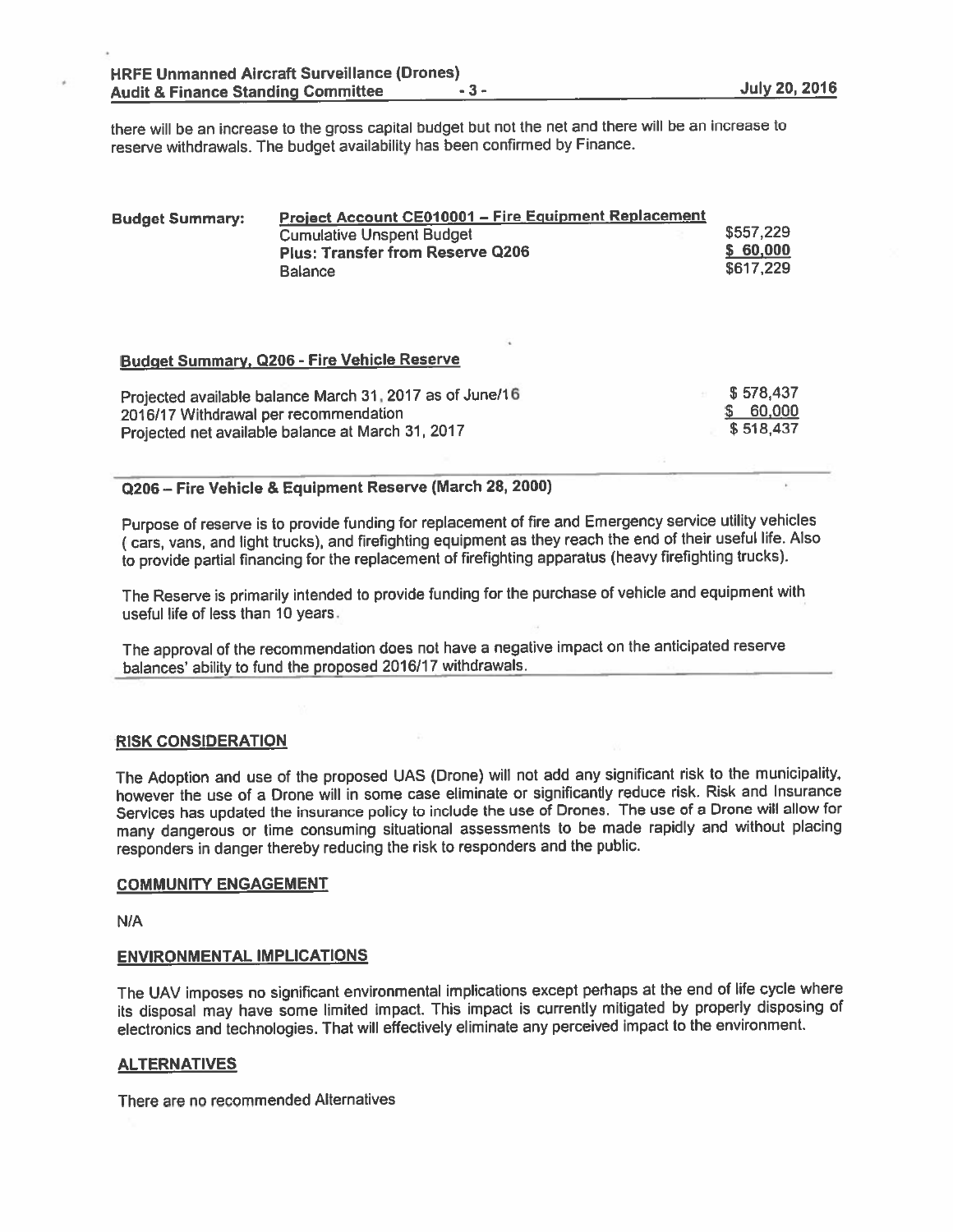there will be an increase to the gross capital budget but not the net and there will be an increase to reserve withdrawals. The budget availability has been confirmed by Finance.

| **Budget Summary:** | **Project Account CE010001 – Fire Equipment Replacement** | |
|---|---|---|
| | Cumulative Unspent Budget | $557,229 |
| | **Plus: Transfer from Reserve Q206** | **$ 60,000** |
| | Balance | $617,229 |

**Budget Summary, Q206 - Fire Vehicle Reserve**

| | |
|---|---|
| Projected available balance March 31, 2017 as of June/16 | $ 578,437 |
| 2016/17 Withdrawal per recommendation | $ 60,000 |
| Projected net available balance at March 31, 2017 | $ 518,437 |

**Q206 – Fire Vehicle & Equipment Reserve (March 28, 2000)**

Purpose of reserve is to provide funding for replacement of fire and Emergency service utility vehicles ( cars, vans, and light trucks), and firefighting equipment as they reach the end of their useful life. Also to provide partial financing for the replacement of firefighting apparatus (heavy firefighting trucks).

The Reserve is primarily intended to provide funding for the purchase of vehicle and equipment with useful life of less than 10 years.

The approval of the recommendation does not have a negative impact on the anticipated reserve balances' ability to fund the proposed 2016/17 withdrawals.

## RISK CONSIDERATION

The Adoption and use of the proposed UAS (Drone) will not add any significant risk to the municipality, however the use of a Drone will in some case eliminate or significantly reduce risk. Risk and Insurance Services has updated the insurance policy to include the use of Drones. The use of a Drone will allow for many dangerous or time consuming situational assessments to be made rapidly and without placing responders in danger thereby reducing the risk to responders and the public.

## COMMUNITY ENGAGEMENT

N/A

## ENVIRONMENTAL IMPLICATIONS

The UAV imposes no significant environmental implications except perhaps at the end of life cycle where its disposal may have some limited impact. This impact is currently mitigated by properly disposing of electronics and technologies. That will effectively eliminate any perceived impact to the environment.

## ALTERNATIVES

There are no recommended Alternatives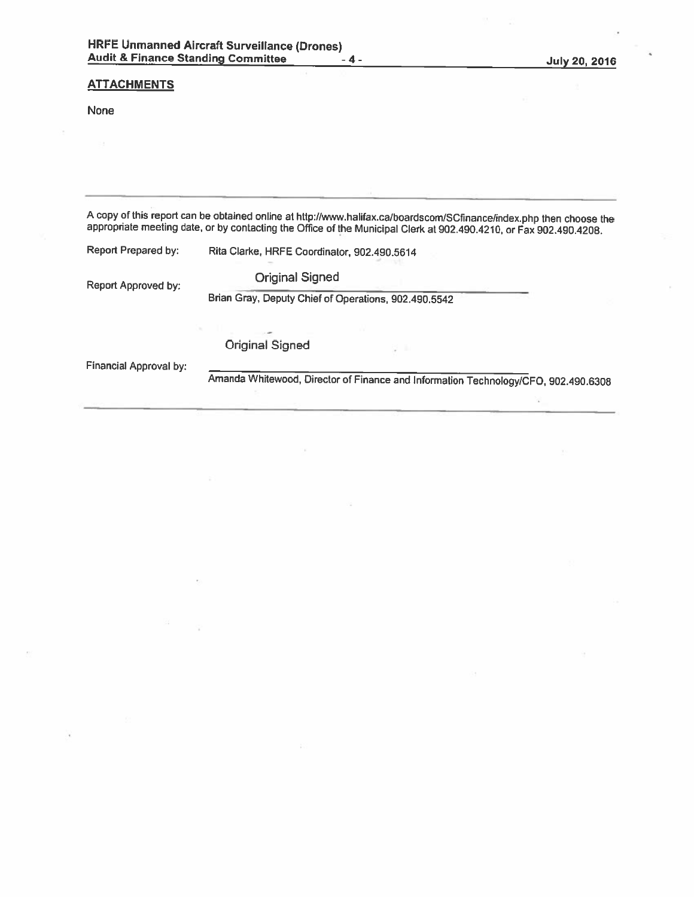## ATTACHMENTS

None

---

A copy of this report can be obtained online at http://www.halifax.ca/boardscom/SCfinance/index.php then choose the appropriate meeting date, or by contacting the Office of the Municipal Clerk at 902.490.4210, or Fax 902.490.4208.

Report Prepared by: Rita Clarke, HRFE Coordinator, 902.490.5614

Report Approved by: Original Signed

Brian Gray, Deputy Chief of Operations, 902.490.5542

Financial Approval by: Original Signed

Amanda Whitewood, Director of Finance and Information Technology/CFO, 902.490.6308

---